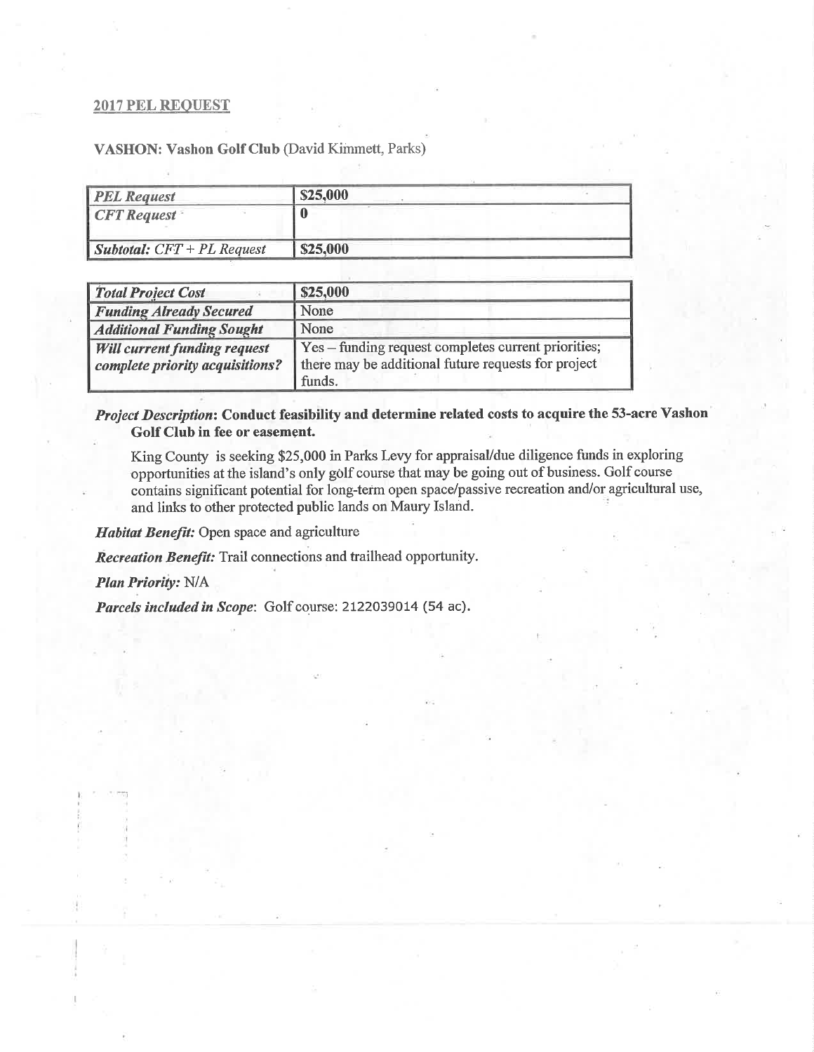## 2017 PEL REQUEST

**VASHON: Vashon Golf Club** (David Kimmett, Parks)

| | |
|---|---|
| ***PEL Request*** | **$25,000** |
| ***CFT Request*** | **0** |
| ***Subtotal: CFT + PL Request*** | **$25,000** |

| | |
|---|---|
| ***Total Project Cost*** | **$25,000** |
| ***Funding Already Secured*** | None |
| ***Additional Funding Sought*** | None |
| ***Will current funding request complete priority acquisitions?*** | Yes – funding request completes current priorities; there may be additional future requests for project funds. |

***Project Description*: Conduct feasibility and determine related costs to acquire the 53-acre Vashon Golf Club in fee or easement.**

King County is seeking $25,000 in Parks Levy for appraisal/due diligence funds in exploring opportunities at the island's only golf course that may be going out of business. Golf course contains significant potential for long-term open space/passive recreation and/or agricultural use, and links to other protected public lands on Maury Island.

***Habitat Benefit:*** Open space and agriculture

***Recreation Benefit:*** Trail connections and trailhead opportunity.

***Plan Priority:*** N/A

***Parcels included in Scope*:** Golf course: 2122039014 (54 ac).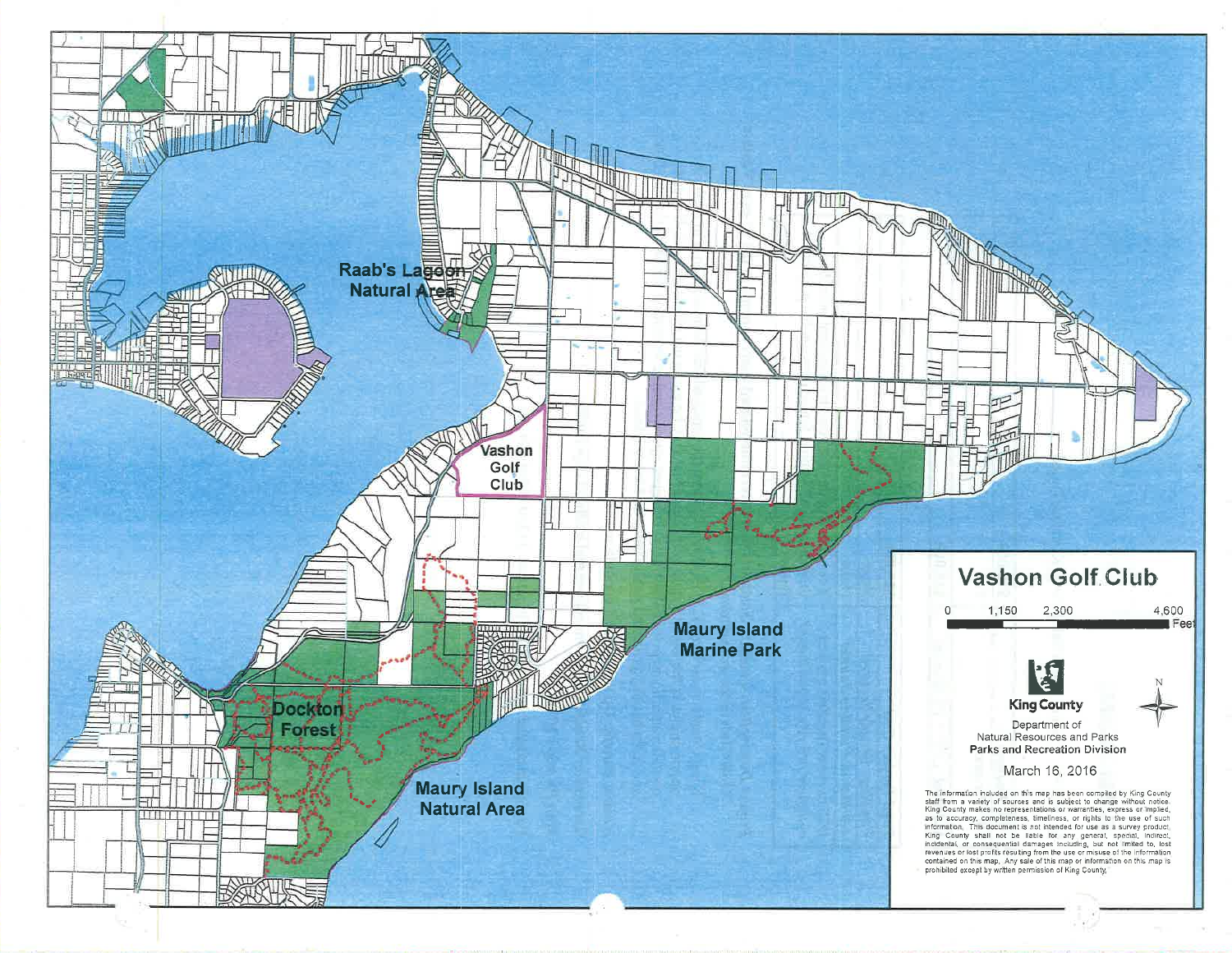Raab's Lagoon Natural Area

Vashon Golf Club

Maury Island Marine Park

Dockton Forest

Maury Island Natural Area

# Vashon Golf Club

0 1,150 2,300 4,600 Feet

King County

Department of Natural Resources and Parks
**Parks and Recreation Division**

March 16, 2016

N

The information included on this map has been compiled by King County staff from a variety of sources and is subject to change without notice. King County makes no representations or warranties, express or implied, as to accuracy, completeness, timeliness, or rights to the use of such information. This document is not intended for use as a survey product. King County shall not be liable for any general, special, indirect, incidental, or consequential damages including, but not limited to, lost revenues or lost profits resulting from the use or misuse of the information contained on this map. Any sale of this map or information on this map is prohibited except by written permission of King County.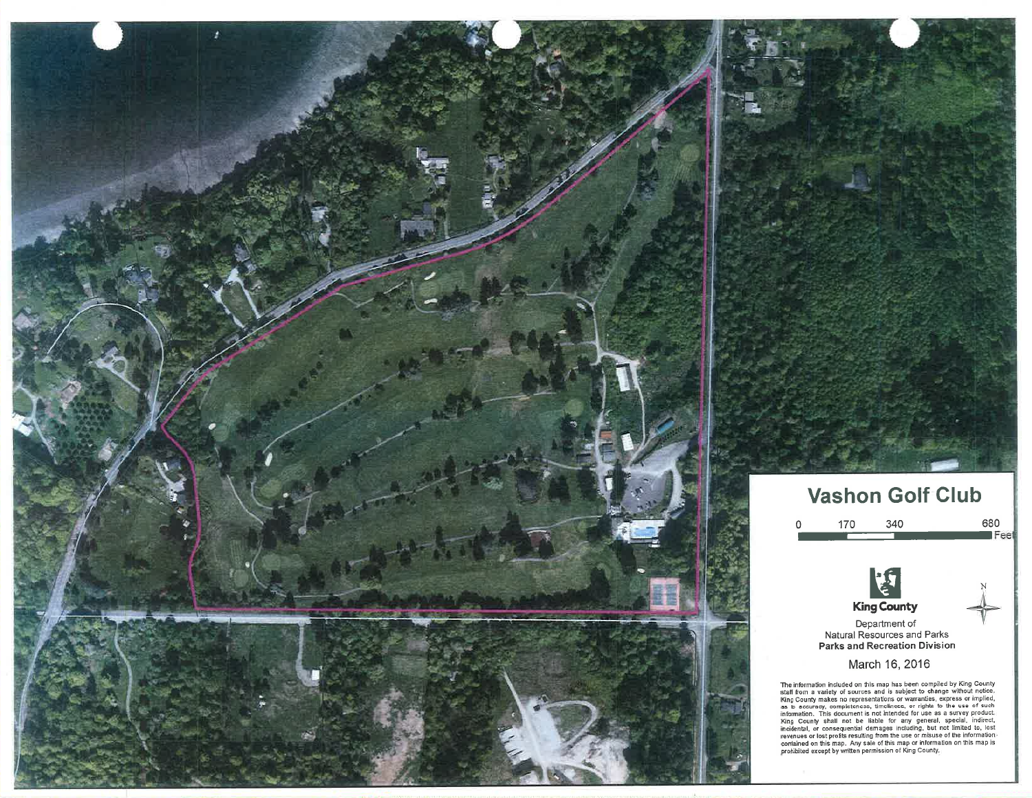# Vashon Golf Club

0 170 340 680
Feet

N

King County

Department of
Natural Resources and Parks
**Parks and Recreation Division**

March 16, 2016

The information included on this map has been compiled by King County staff from a variety of sources and is subject to change without notice. King County makes no representations or warranties, express or implied, as to accuracy, completeness, timeliness, or rights to the use of such information. This document is not intended for use as a survey product. King County shall not be liable for any general, special, indirect, incidental, or consequential damages including, but not limited to, lost revenues or lost profits resulting from the use or misuse of the information contained on this map. Any sale of this map or information on this map is prohibited except by written permission of King County.